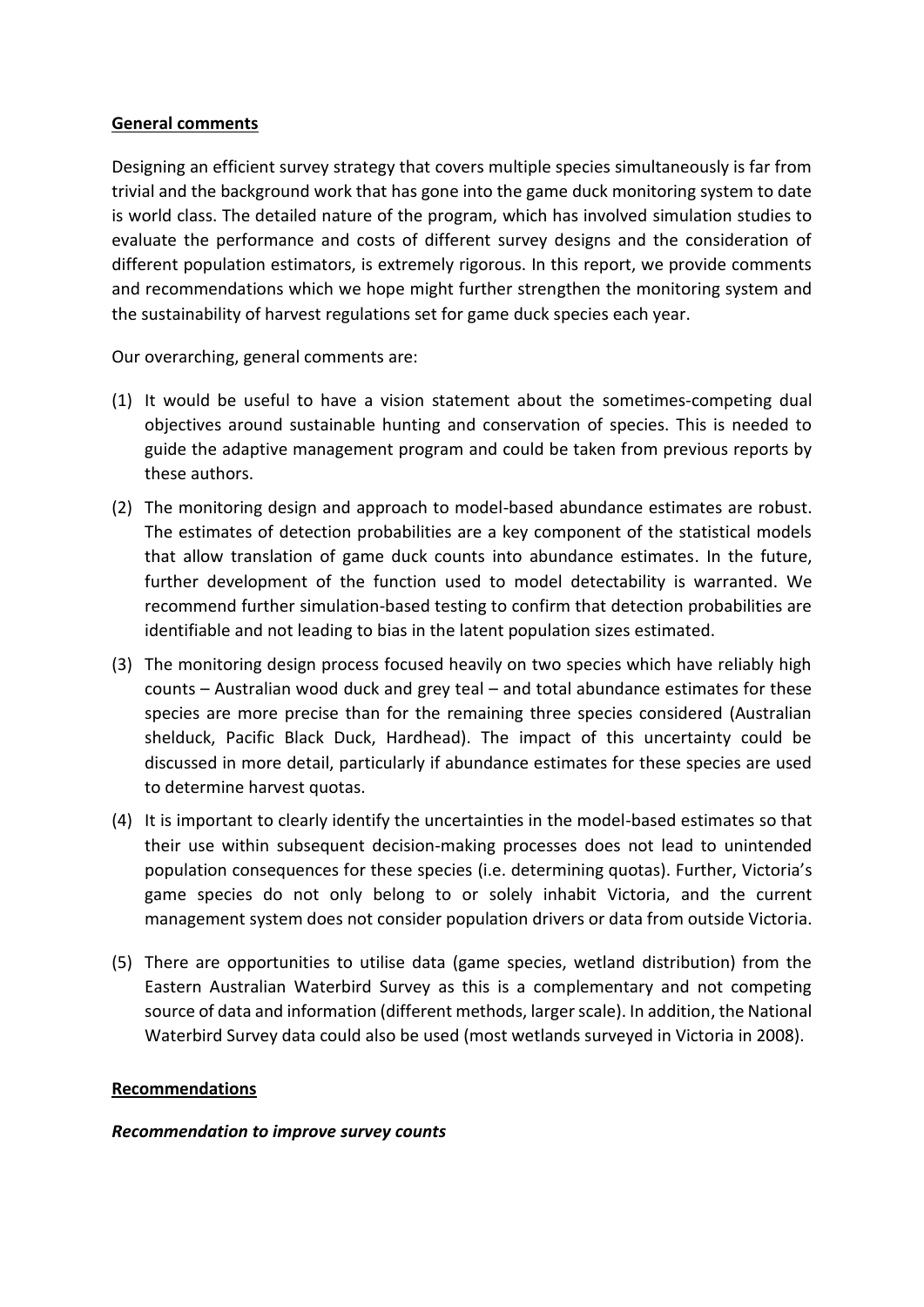## General comments

Designing an efficient survey strategy that covers multiple species simultaneously is far from trivial and the background work that has gone into the game duck monitoring system to date is world class. The detailed nature of the program, which has involved simulation studies to evaluate the performance and costs of different survey designs and the consideration of different population estimators, is extremely rigorous. In this report, we provide comments and recommendations which we hope might further strengthen the monitoring system and the sustainability of harvest regulations set for game duck species each year.

Our overarching, general comments are:

(1) It would be useful to have a vision statement about the sometimes-competing dual objectives around sustainable hunting and conservation of species. This is needed to guide the adaptive management program and could be taken from previous reports by these authors.

(2) The monitoring design and approach to model-based abundance estimates are robust. The estimates of detection probabilities are a key component of the statistical models that allow translation of game duck counts into abundance estimates. In the future, further development of the function used to model detectability is warranted. We recommend further simulation-based testing to confirm that detection probabilities are identifiable and not leading to bias in the latent population sizes estimated.

(3) The monitoring design process focused heavily on two species which have reliably high counts – Australian wood duck and grey teal – and total abundance estimates for these species are more precise than for the remaining three species considered (Australian shelduck, Pacific Black Duck, Hardhead). The impact of this uncertainty could be discussed in more detail, particularly if abundance estimates for these species are used to determine harvest quotas.

(4) It is important to clearly identify the uncertainties in the model-based estimates so that their use within subsequent decision-making processes does not lead to unintended population consequences for these species (i.e. determining quotas). Further, Victoria's game species do not only belong to or solely inhabit Victoria, and the current management system does not consider population drivers or data from outside Victoria.

(5) There are opportunities to utilise data (game species, wetland distribution) from the Eastern Australian Waterbird Survey as this is a complementary and not competing source of data and information (different methods, larger scale). In addition, the National Waterbird Survey data could also be used (most wetlands surveyed in Victoria in 2008).

## Recommendations

### *Recommendation to improve survey counts*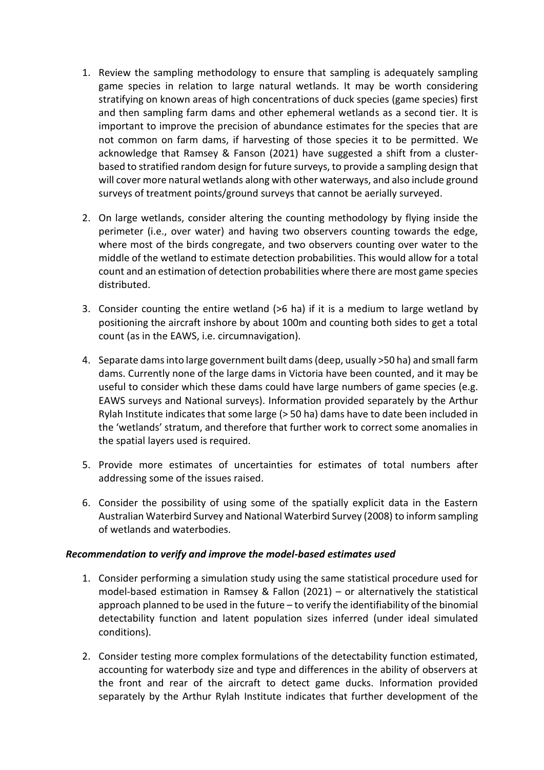1. Review the sampling methodology to ensure that sampling is adequately sampling game species in relation to large natural wetlands. It may be worth considering stratifying on known areas of high concentrations of duck species (game species) first and then sampling farm dams and other ephemeral wetlands as a second tier. It is important to improve the precision of abundance estimates for the species that are not common on farm dams, if harvesting of those species it to be permitted. We acknowledge that Ramsey & Fanson (2021) have suggested a shift from a cluster-based to stratified random design for future surveys, to provide a sampling design that will cover more natural wetlands along with other waterways, and also include ground surveys of treatment points/ground surveys that cannot be aerially surveyed.

2. On large wetlands, consider altering the counting methodology by flying inside the perimeter (i.e., over water) and having two observers counting towards the edge, where most of the birds congregate, and two observers counting over water to the middle of the wetland to estimate detection probabilities. This would allow for a total count and an estimation of detection probabilities where there are most game species distributed.

3. Consider counting the entire wetland (>6 ha) if it is a medium to large wetland by positioning the aircraft inshore by about 100m and counting both sides to get a total count (as in the EAWS, i.e. circumnavigation).

4. Separate dams into large government built dams (deep, usually >50 ha) and small farm dams. Currently none of the large dams in Victoria have been counted, and it may be useful to consider which these dams could have large numbers of game species (e.g. EAWS surveys and National surveys). Information provided separately by the Arthur Rylah Institute indicates that some large (> 50 ha) dams have to date been included in the 'wetlands' stratum, and therefore that further work to correct some anomalies in the spatial layers used is required.

5. Provide more estimates of uncertainties for estimates of total numbers after addressing some of the issues raised.

6. Consider the possibility of using some of the spatially explicit data in the Eastern Australian Waterbird Survey and National Waterbird Survey (2008) to inform sampling of wetlands and waterbodies.

### *Recommendation to verify and improve the model-based estimates used*

1. Consider performing a simulation study using the same statistical procedure used for model-based estimation in Ramsey & Fallon (2021) – or alternatively the statistical approach planned to be used in the future – to verify the identifiability of the binomial detectability function and latent population sizes inferred (under ideal simulated conditions).

2. Consider testing more complex formulations of the detectability function estimated, accounting for waterbody size and type and differences in the ability of observers at the front and rear of the aircraft to detect game ducks. Information provided separately by the Arthur Rylah Institute indicates that further development of the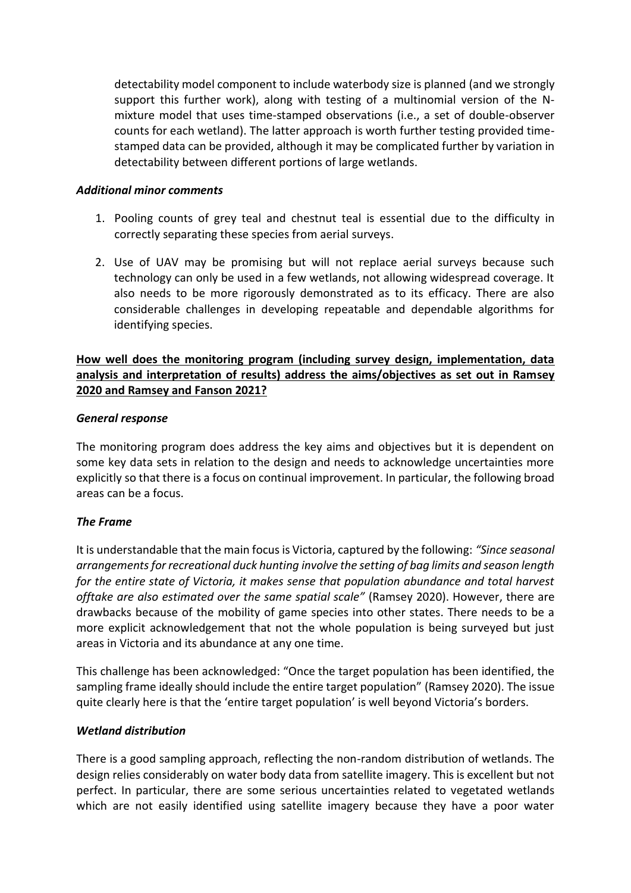detectability model component to include waterbody size is planned (and we strongly support this further work), along with testing of a multinomial version of the N-mixture model that uses time-stamped observations (i.e., a set of double-observer counts for each wetland). The latter approach is worth further testing provided time-stamped data can be provided, although it may be complicated further by variation in detectability between different portions of large wetlands.

### *Additional minor comments*

1. Pooling counts of grey teal and chestnut teal is essential due to the difficulty in correctly separating these species from aerial surveys.
2. Use of UAV may be promising but will not replace aerial surveys because such technology can only be used in a few wetlands, not allowing widespread coverage. It also needs to be more rigorously demonstrated as to its efficacy. There are also considerable challenges in developing repeatable and dependable algorithms for identifying species.

## How well does the monitoring program (including survey design, implementation, data analysis and interpretation of results) address the aims/objectives as set out in Ramsey 2020 and Ramsey and Fanson 2021?

### *General response*

The monitoring program does address the key aims and objectives but it is dependent on some key data sets in relation to the design and needs to acknowledge uncertainties more explicitly so that there is a focus on continual improvement. In particular, the following broad areas can be a focus.

### *The Frame*

It is understandable that the main focus is Victoria, captured by the following: *"Since seasonal arrangements for recreational duck hunting involve the setting of bag limits and season length for the entire state of Victoria, it makes sense that population abundance and total harvest offtake are also estimated over the same spatial scale"* (Ramsey 2020). However, there are drawbacks because of the mobility of game species into other states. There needs to be a more explicit acknowledgement that not the whole population is being surveyed but just areas in Victoria and its abundance at any one time.

This challenge has been acknowledged: "Once the target population has been identified, the sampling frame ideally should include the entire target population" (Ramsey 2020). The issue quite clearly here is that the 'entire target population' is well beyond Victoria's borders.

### *Wetland distribution*

There is a good sampling approach, reflecting the non-random distribution of wetlands. The design relies considerably on water body data from satellite imagery. This is excellent but not perfect. In particular, there are some serious uncertainties related to vegetated wetlands which are not easily identified using satellite imagery because they have a poor water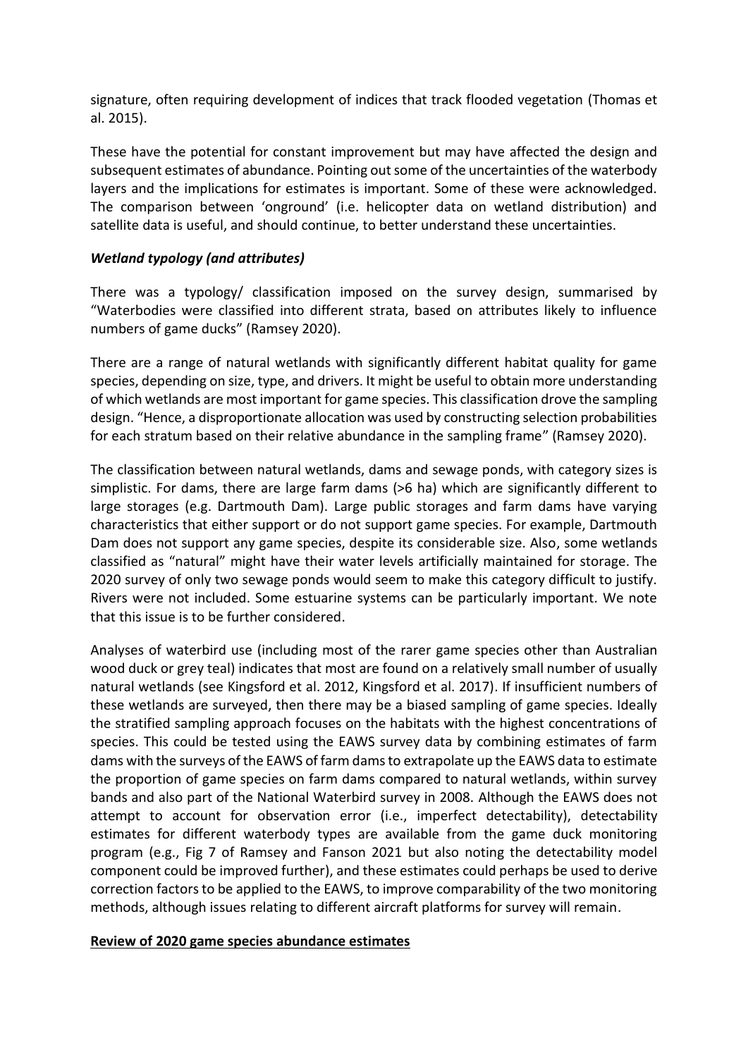signature, often requiring development of indices that track flooded vegetation (Thomas et al. 2015).

These have the potential for constant improvement but may have affected the design and subsequent estimates of abundance. Pointing out some of the uncertainties of the waterbody layers and the implications for estimates is important. Some of these were acknowledged. The comparison between 'onground' (i.e. helicopter data on wetland distribution) and satellite data is useful, and should continue, to better understand these uncertainties.

### *Wetland typology (and attributes)*

There was a typology/ classification imposed on the survey design, summarised by "Waterbodies were classified into different strata, based on attributes likely to influence numbers of game ducks" (Ramsey 2020).

There are a range of natural wetlands with significantly different habitat quality for game species, depending on size, type, and drivers. It might be useful to obtain more understanding of which wetlands are most important for game species. This classification drove the sampling design. "Hence, a disproportionate allocation was used by constructing selection probabilities for each stratum based on their relative abundance in the sampling frame" (Ramsey 2020).

The classification between natural wetlands, dams and sewage ponds, with category sizes is simplistic. For dams, there are large farm dams (>6 ha) which are significantly different to large storages (e.g. Dartmouth Dam). Large public storages and farm dams have varying characteristics that either support or do not support game species. For example, Dartmouth Dam does not support any game species, despite its considerable size. Also, some wetlands classified as "natural" might have their water levels artificially maintained for storage. The 2020 survey of only two sewage ponds would seem to make this category difficult to justify. Rivers were not included. Some estuarine systems can be particularly important. We note that this issue is to be further considered.

Analyses of waterbird use (including most of the rarer game species other than Australian wood duck or grey teal) indicates that most are found on a relatively small number of usually natural wetlands (see Kingsford et al. 2012, Kingsford et al. 2017). If insufficient numbers of these wetlands are surveyed, then there may be a biased sampling of game species. Ideally the stratified sampling approach focuses on the habitats with the highest concentrations of species. This could be tested using the EAWS survey data by combining estimates of farm dams with the surveys of the EAWS of farm dams to extrapolate up the EAWS data to estimate the proportion of game species on farm dams compared to natural wetlands, within survey bands and also part of the National Waterbird survey in 2008. Although the EAWS does not attempt to account for observation error (i.e., imperfect detectability), detectability estimates for different waterbody types are available from the game duck monitoring program (e.g., Fig 7 of Ramsey and Fanson 2021 but also noting the detectability model component could be improved further), and these estimates could perhaps be used to derive correction factors to be applied to the EAWS, to improve comparability of the two monitoring methods, although issues relating to different aircraft platforms for survey will remain.

## **Review of 2020 game species abundance estimates**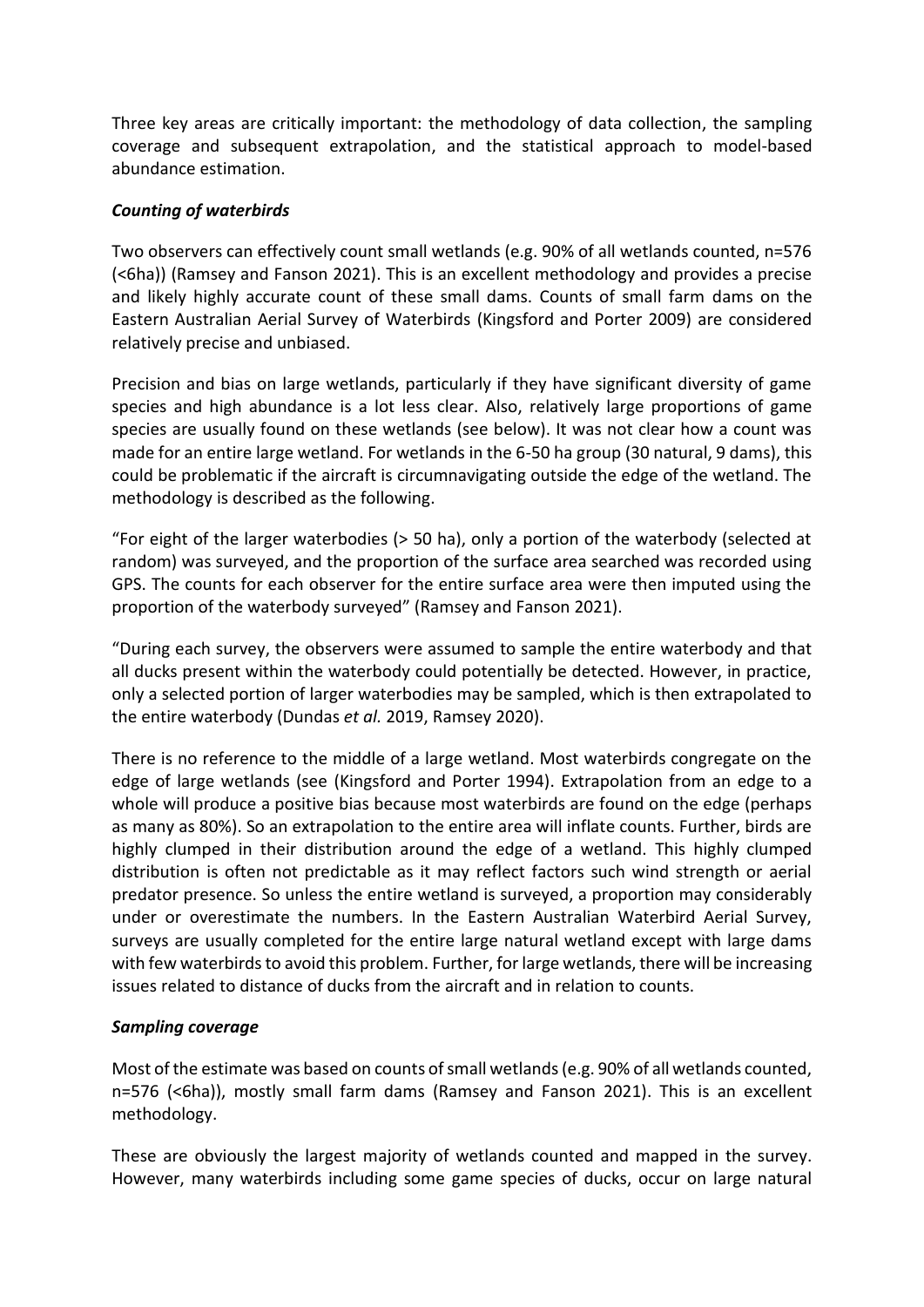Three key areas are critically important: the methodology of data collection, the sampling coverage and subsequent extrapolation, and the statistical approach to model-based abundance estimation.

### *Counting of waterbirds*

Two observers can effectively count small wetlands (e.g. 90% of all wetlands counted, n=576 (<6ha)) (Ramsey and Fanson 2021). This is an excellent methodology and provides a precise and likely highly accurate count of these small dams. Counts of small farm dams on the Eastern Australian Aerial Survey of Waterbirds (Kingsford and Porter 2009) are considered relatively precise and unbiased.

Precision and bias on large wetlands, particularly if they have significant diversity of game species and high abundance is a lot less clear. Also, relatively large proportions of game species are usually found on these wetlands (see below). It was not clear how a count was made for an entire large wetland. For wetlands in the 6-50 ha group (30 natural, 9 dams), this could be problematic if the aircraft is circumnavigating outside the edge of the wetland. The methodology is described as the following.

"For eight of the larger waterbodies (> 50 ha), only a portion of the waterbody (selected at random) was surveyed, and the proportion of the surface area searched was recorded using GPS. The counts for each observer for the entire surface area were then imputed using the proportion of the waterbody surveyed" (Ramsey and Fanson 2021).

"During each survey, the observers were assumed to sample the entire waterbody and that all ducks present within the waterbody could potentially be detected. However, in practice, only a selected portion of larger waterbodies may be sampled, which is then extrapolated to the entire waterbody (Dundas *et al.* 2019, Ramsey 2020).

There is no reference to the middle of a large wetland. Most waterbirds congregate on the edge of large wetlands (see (Kingsford and Porter 1994). Extrapolation from an edge to a whole will produce a positive bias because most waterbirds are found on the edge (perhaps as many as 80%). So an extrapolation to the entire area will inflate counts. Further, birds are highly clumped in their distribution around the edge of a wetland. This highly clumped distribution is often not predictable as it may reflect factors such wind strength or aerial predator presence. So unless the entire wetland is surveyed, a proportion may considerably under or overestimate the numbers. In the Eastern Australian Waterbird Aerial Survey, surveys are usually completed for the entire large natural wetland except with large dams with few waterbirds to avoid this problem. Further, for large wetlands, there will be increasing issues related to distance of ducks from the aircraft and in relation to counts.

### *Sampling coverage*

Most of the estimate was based on counts of small wetlands (e.g. 90% of all wetlands counted, n=576 (<6ha)), mostly small farm dams (Ramsey and Fanson 2021). This is an excellent methodology.

These are obviously the largest majority of wetlands counted and mapped in the survey. However, many waterbirds including some game species of ducks, occur on large natural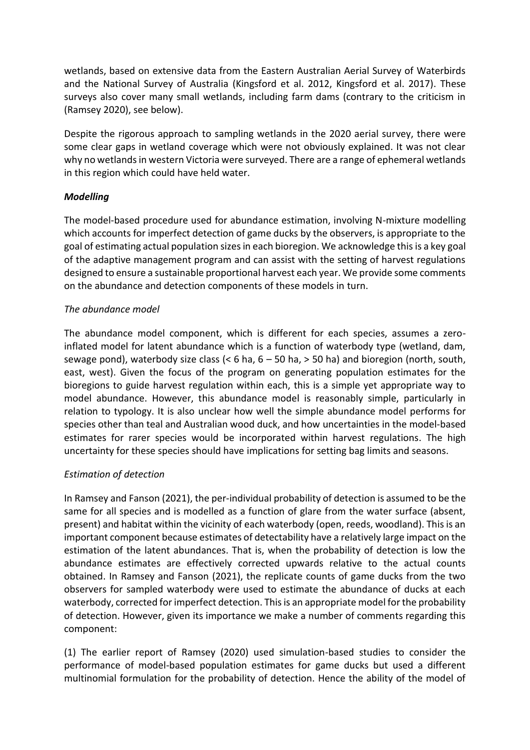wetlands, based on extensive data from the Eastern Australian Aerial Survey of Waterbirds and the National Survey of Australia (Kingsford et al. 2012, Kingsford et al. 2017). These surveys also cover many small wetlands, including farm dams (contrary to the criticism in (Ramsey 2020), see below).

Despite the rigorous approach to sampling wetlands in the 2020 aerial survey, there were some clear gaps in wetland coverage which were not obviously explained. It was not clear why no wetlands in western Victoria were surveyed. There are a range of ephemeral wetlands in this region which could have held water.

### *Modelling*

The model-based procedure used for abundance estimation, involving N-mixture modelling which accounts for imperfect detection of game ducks by the observers, is appropriate to the goal of estimating actual population sizes in each bioregion. We acknowledge this is a key goal of the adaptive management program and can assist with the setting of harvest regulations designed to ensure a sustainable proportional harvest each year. We provide some comments on the abundance and detection components of these models in turn.

#### *The abundance model*

The abundance model component, which is different for each species, assumes a zero-inflated model for latent abundance which is a function of waterbody type (wetland, dam, sewage pond), waterbody size class (< 6 ha, 6 – 50 ha, > 50 ha) and bioregion (north, south, east, west). Given the focus of the program on generating population estimates for the bioregions to guide harvest regulation within each, this is a simple yet appropriate way to model abundance. However, this abundance model is reasonably simple, particularly in relation to typology. It is also unclear how well the simple abundance model performs for species other than teal and Australian wood duck, and how uncertainties in the model-based estimates for rarer species would be incorporated within harvest regulations. The high uncertainty for these species should have implications for setting bag limits and seasons.

#### *Estimation of detection*

In Ramsey and Fanson (2021), the per-individual probability of detection is assumed to be the same for all species and is modelled as a function of glare from the water surface (absent, present) and habitat within the vicinity of each waterbody (open, reeds, woodland). This is an important component because estimates of detectability have a relatively large impact on the estimation of the latent abundances. That is, when the probability of detection is low the abundance estimates are effectively corrected upwards relative to the actual counts obtained. In Ramsey and Fanson (2021), the replicate counts of game ducks from the two observers for sampled waterbody were used to estimate the abundance of ducks at each waterbody, corrected for imperfect detection. This is an appropriate model for the probability of detection. However, given its importance we make a number of comments regarding this component:

(1) The earlier report of Ramsey (2020) used simulation-based studies to consider the performance of model-based population estimates for game ducks but used a different multinomial formulation for the probability of detection. Hence the ability of the model of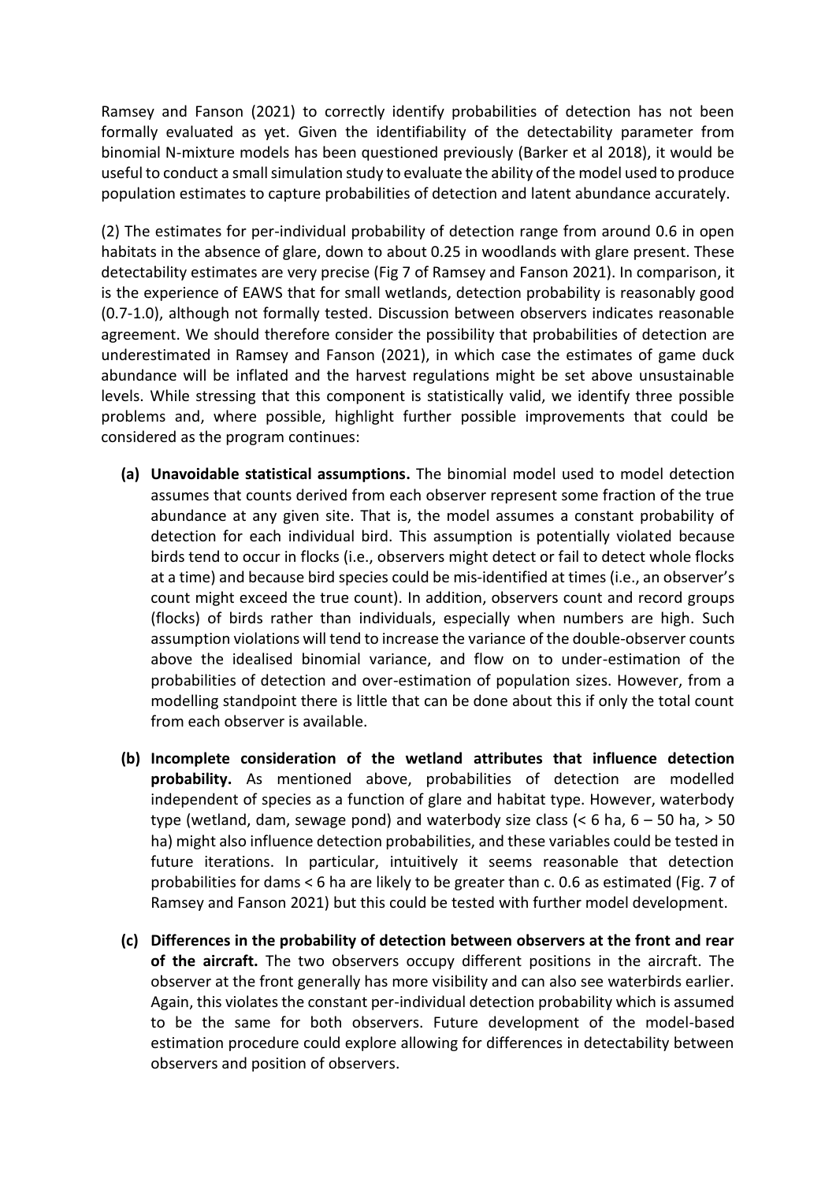Ramsey and Fanson (2021) to correctly identify probabilities of detection has not been formally evaluated as yet. Given the identifiability of the detectability parameter from binomial N-mixture models has been questioned previously (Barker et al 2018), it would be useful to conduct a small simulation study to evaluate the ability of the model used to produce population estimates to capture probabilities of detection and latent abundance accurately.

(2) The estimates for per-individual probability of detection range from around 0.6 in open habitats in the absence of glare, down to about 0.25 in woodlands with glare present. These detectability estimates are very precise (Fig 7 of Ramsey and Fanson 2021). In comparison, it is the experience of EAWS that for small wetlands, detection probability is reasonably good (0.7-1.0), although not formally tested. Discussion between observers indicates reasonable agreement. We should therefore consider the possibility that probabilities of detection are underestimated in Ramsey and Fanson (2021), in which case the estimates of game duck abundance will be inflated and the harvest regulations might be set above unsustainable levels. While stressing that this component is statistically valid, we identify three possible problems and, where possible, highlight further possible improvements that could be considered as the program continues:

- **(a) Unavoidable statistical assumptions.** The binomial model used to model detection assumes that counts derived from each observer represent some fraction of the true abundance at any given site. That is, the model assumes a constant probability of detection for each individual bird. This assumption is potentially violated because birds tend to occur in flocks (i.e., observers might detect or fail to detect whole flocks at a time) and because bird species could be mis-identified at times (i.e., an observer's count might exceed the true count). In addition, observers count and record groups (flocks) of birds rather than individuals, especially when numbers are high. Such assumption violations will tend to increase the variance of the double-observer counts above the idealised binomial variance, and flow on to under-estimation of the probabilities of detection and over-estimation of population sizes. However, from a modelling standpoint there is little that can be done about this if only the total count from each observer is available.

- **(b) Incomplete consideration of the wetland attributes that influence detection probability.** As mentioned above, probabilities of detection are modelled independent of species as a function of glare and habitat type. However, waterbody type (wetland, dam, sewage pond) and waterbody size class (< 6 ha, 6 – 50 ha, > 50 ha) might also influence detection probabilities, and these variables could be tested in future iterations. In particular, intuitively it seems reasonable that detection probabilities for dams < 6 ha are likely to be greater than c. 0.6 as estimated (Fig. 7 of Ramsey and Fanson 2021) but this could be tested with further model development.

- **(c) Differences in the probability of detection between observers at the front and rear of the aircraft.** The two observers occupy different positions in the aircraft. The observer at the front generally has more visibility and can also see waterbirds earlier. Again, this violates the constant per-individual detection probability which is assumed to be the same for both observers. Future development of the model-based estimation procedure could explore allowing for differences in detectability between observers and position of observers.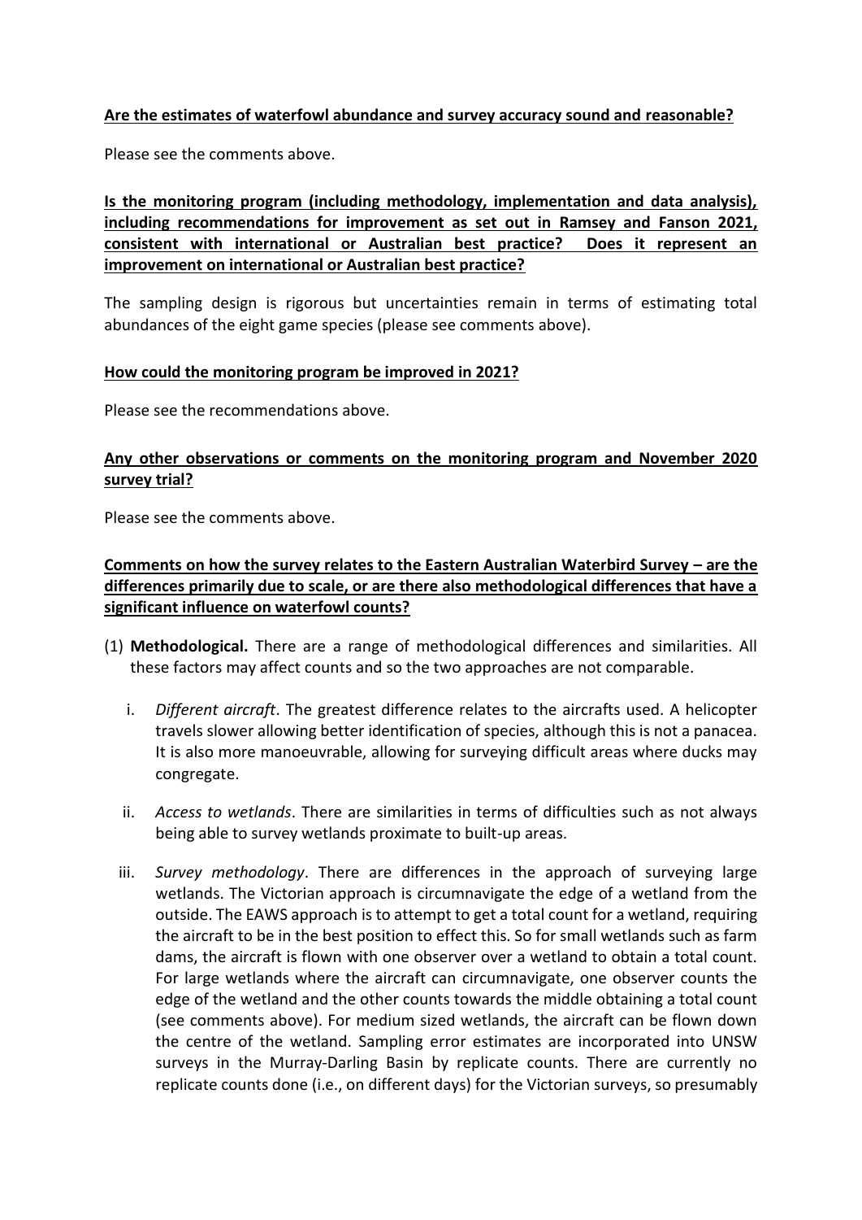**Are the estimates of waterfowl abundance and survey accuracy sound and reasonable?**

Please see the comments above.

**Is the monitoring program (including methodology, implementation and data analysis), including recommendations for improvement as set out in Ramsey and Fanson 2021, consistent with international or Australian best practice? Does it represent an improvement on international or Australian best practice?**

The sampling design is rigorous but uncertainties remain in terms of estimating total abundances of the eight game species (please see comments above).

**How could the monitoring program be improved in 2021?**

Please see the recommendations above.

**Any other observations or comments on the monitoring program and November 2020 survey trial?**

Please see the comments above.

**Comments on how the survey relates to the Eastern Australian Waterbird Survey – are the differences primarily due to scale, or are there also methodological differences that have a significant influence on waterfowl counts?**

(1) **Methodological.** There are a range of methodological differences and similarities. All these factors may affect counts and so the two approaches are not comparable.

   i. *Different aircraft*. The greatest difference relates to the aircrafts used. A helicopter travels slower allowing better identification of species, although this is not a panacea. It is also more manoeuvrable, allowing for surveying difficult areas where ducks may congregate.

   ii. *Access to wetlands*. There are similarities in terms of difficulties such as not always being able to survey wetlands proximate to built-up areas.

   iii. *Survey methodology*. There are differences in the approach of surveying large wetlands. The Victorian approach is circumnavigate the edge of a wetland from the outside. The EAWS approach is to attempt to get a total count for a wetland, requiring the aircraft to be in the best position to effect this. So for small wetlands such as farm dams, the aircraft is flown with one observer over a wetland to obtain a total count. For large wetlands where the aircraft can circumnavigate, one observer counts the edge of the wetland and the other counts towards the middle obtaining a total count (see comments above). For medium sized wetlands, the aircraft can be flown down the centre of the wetland. Sampling error estimates are incorporated into UNSW surveys in the Murray-Darling Basin by replicate counts. There are currently no replicate counts done (i.e., on different days) for the Victorian surveys, so presumably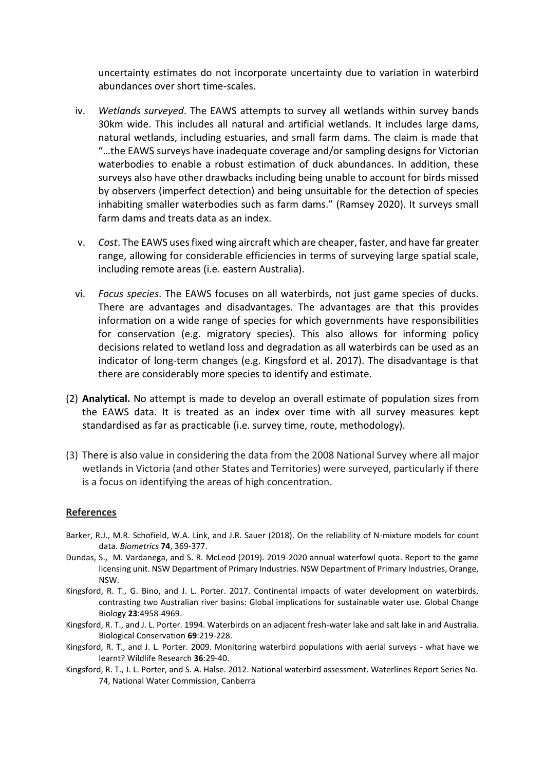uncertainty estimates do not incorporate uncertainty due to variation in waterbird abundances over short time-scales.

iv. *Wetlands surveyed*. The EAWS attempts to survey all wetlands within survey bands 30km wide. This includes all natural and artificial wetlands. It includes large dams, natural wetlands, including estuaries, and small farm dams. The claim is made that "…the EAWS surveys have inadequate coverage and/or sampling designs for Victorian waterbodies to enable a robust estimation of duck abundances. In addition, these surveys also have other drawbacks including being unable to account for birds missed by observers (imperfect detection) and being unsuitable for the detection of species inhabiting smaller waterbodies such as farm dams." (Ramsey 2020). It surveys small farm dams and treats data as an index.

v. *Cost*. The EAWS uses fixed wing aircraft which are cheaper, faster, and have far greater range, allowing for considerable efficiencies in terms of surveying large spatial scale, including remote areas (i.e. eastern Australia).

vi. *Focus species*. The EAWS focuses on all waterbirds, not just game species of ducks. There are advantages and disadvantages. The advantages are that this provides information on a wide range of species for which governments have responsibilities for conservation (e.g. migratory species). This also allows for informing policy decisions related to wetland loss and degradation as all waterbirds can be used as an indicator of long-term changes (e.g. Kingsford et al. 2017). The disadvantage is that there are considerably more species to identify and estimate.

(2) **Analytical.** No attempt is made to develop an overall estimate of population sizes from the EAWS data. It is treated as an index over time with all survey measures kept standardised as far as practicable (i.e. survey time, route, methodology).

(3) There is also value in considering the data from the 2008 National Survey where all major wetlands in Victoria (and other States and Territories) were surveyed, particularly if there is a focus on identifying the areas of high concentration.

## References

Barker, R.J., M.R. Schofield, W.A. Link, and J.R. Sauer (2018). On the reliability of N-mixture models for count data. *Biometrics* **74**, 369-377.

Dundas, S., M. Vardanega, and S. R. McLeod (2019). 2019-2020 annual waterfowl quota. Report to the game licensing unit. NSW Department of Primary Industries. NSW Department of Primary Industries, Orange, NSW.

Kingsford, R. T., G. Bino, and J. L. Porter. 2017. Continental impacts of water development on waterbirds, contrasting two Australian river basins: Global implications for sustainable water use. Global Change Biology **23**:4958-4969.

Kingsford, R. T., and J. L. Porter. 1994. Waterbirds on an adjacent fresh-water lake and salt lake in arid Australia. Biological Conservation **69**:219-228.

Kingsford, R. T., and J. L. Porter. 2009. Monitoring waterbird populations with aerial surveys - what have we learnt? Wildlife Research **36**:29-40.

Kingsford, R. T., J. L. Porter, and S. A. Halse. 2012. National waterbird assessment. Waterlines Report Series No. 74, National Water Commission, Canberra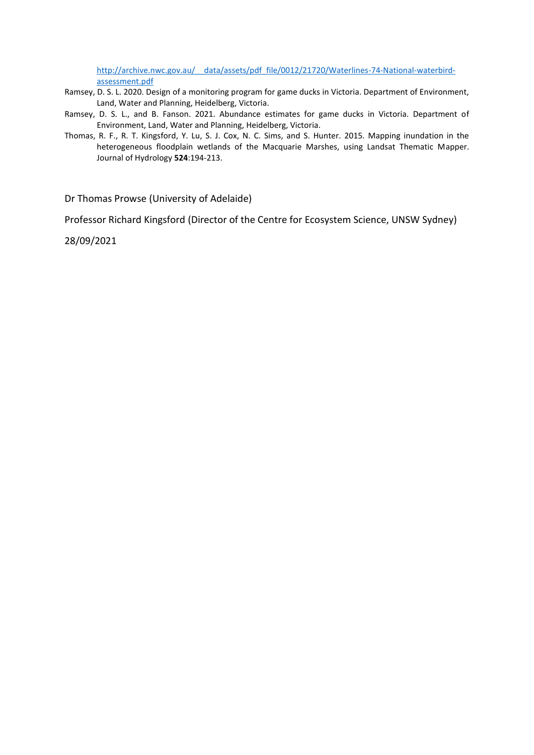http://archive.nwc.gov.au/__data/assets/pdf_file/0012/21720/Waterlines-74-National-waterbird-assessment.pdf

Ramsey, D. S. L. 2020. Design of a monitoring program for game ducks in Victoria. Department of Environment, Land, Water and Planning, Heidelberg, Victoria.

Ramsey, D. S. L., and B. Fanson. 2021. Abundance estimates for game ducks in Victoria. Department of Environment, Land, Water and Planning, Heidelberg, Victoria.

Thomas, R. F., R. T. Kingsford, Y. Lu, S. J. Cox, N. C. Sims, and S. Hunter. 2015. Mapping inundation in the heterogeneous floodplain wetlands of the Macquarie Marshes, using Landsat Thematic Mapper. Journal of Hydrology **524**:194-213.

Dr Thomas Prowse (University of Adelaide)

Professor Richard Kingsford (Director of the Centre for Ecosystem Science, UNSW Sydney)

28/09/2021